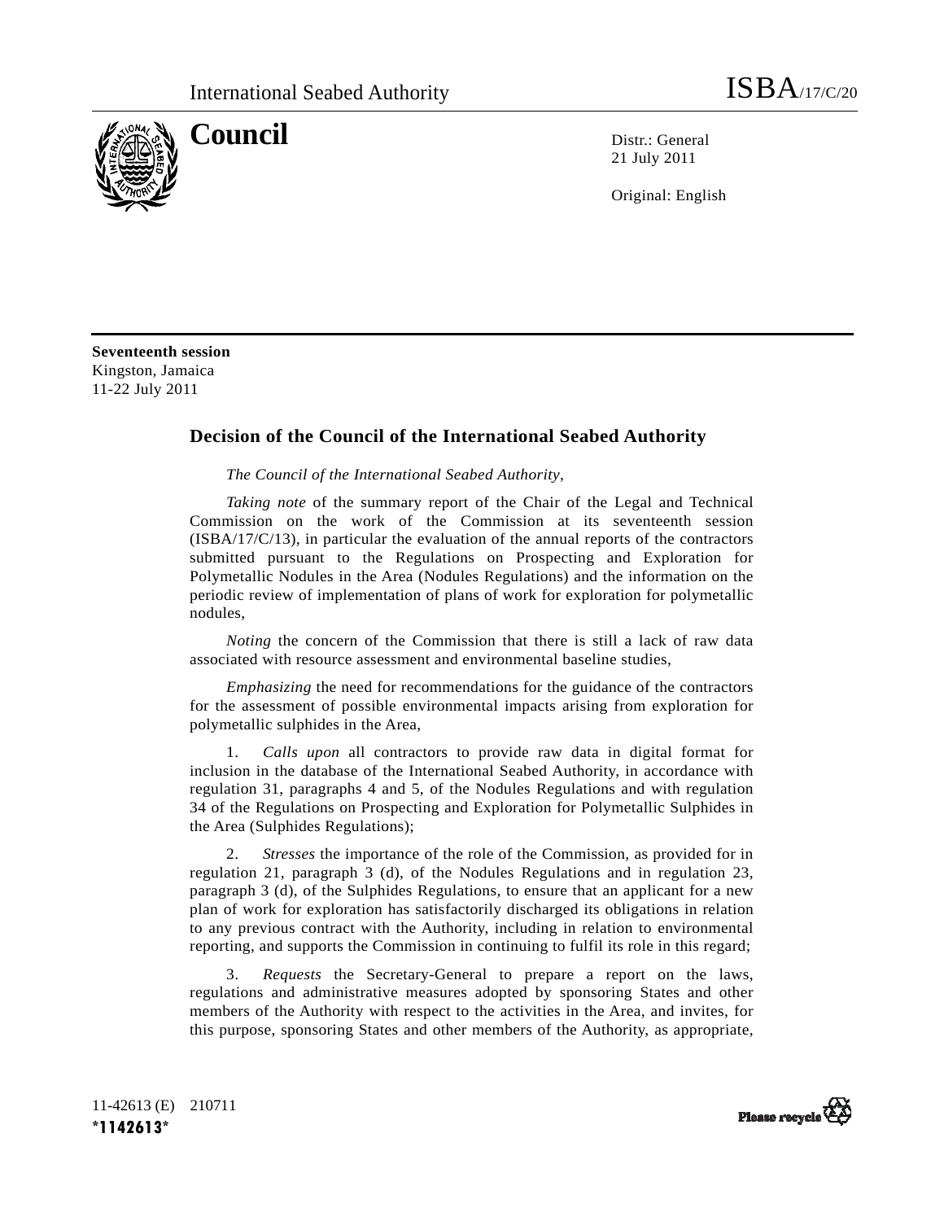International Seabed Authority ISBA/17/C/20

# Council

Distr.: General
21 July 2011

Original: English

**Seventeenth session**
Kingston, Jamaica
11-22 July 2011

## Decision of the Council of the International Seabed Authority

*The Council of the International Seabed Authority*,

*Taking note* of the summary report of the Chair of the Legal and Technical Commission on the work of the Commission at its seventeenth session (ISBA/17/C/13), in particular the evaluation of the annual reports of the contractors submitted pursuant to the Regulations on Prospecting and Exploration for Polymetallic Nodules in the Area (Nodules Regulations) and the information on the periodic review of implementation of plans of work for exploration for polymetallic nodules,

*Noting* the concern of the Commission that there is still a lack of raw data associated with resource assessment and environmental baseline studies,

*Emphasizing* the need for recommendations for the guidance of the contractors for the assessment of possible environmental impacts arising from exploration for polymetallic sulphides in the Area,

1. *Calls upon* all contractors to provide raw data in digital format for inclusion in the database of the International Seabed Authority, in accordance with regulation 31, paragraphs 4 and 5, of the Nodules Regulations and with regulation 34 of the Regulations on Prospecting and Exploration for Polymetallic Sulphides in the Area (Sulphides Regulations);

2. *Stresses* the importance of the role of the Commission, as provided for in regulation 21, paragraph 3 (d), of the Nodules Regulations and in regulation 23, paragraph 3 (d), of the Sulphides Regulations, to ensure that an applicant for a new plan of work for exploration has satisfactorily discharged its obligations in relation to any previous contract with the Authority, including in relation to environmental reporting, and supports the Commission in continuing to fulfil its role in this regard;

3. *Requests* the Secretary-General to prepare a report on the laws, regulations and administrative measures adopted by sponsoring States and other members of the Authority with respect to the activities in the Area, and invites, for this purpose, sponsoring States and other members of the Authority, as appropriate,

11-42613 (E) 210711
*1142613*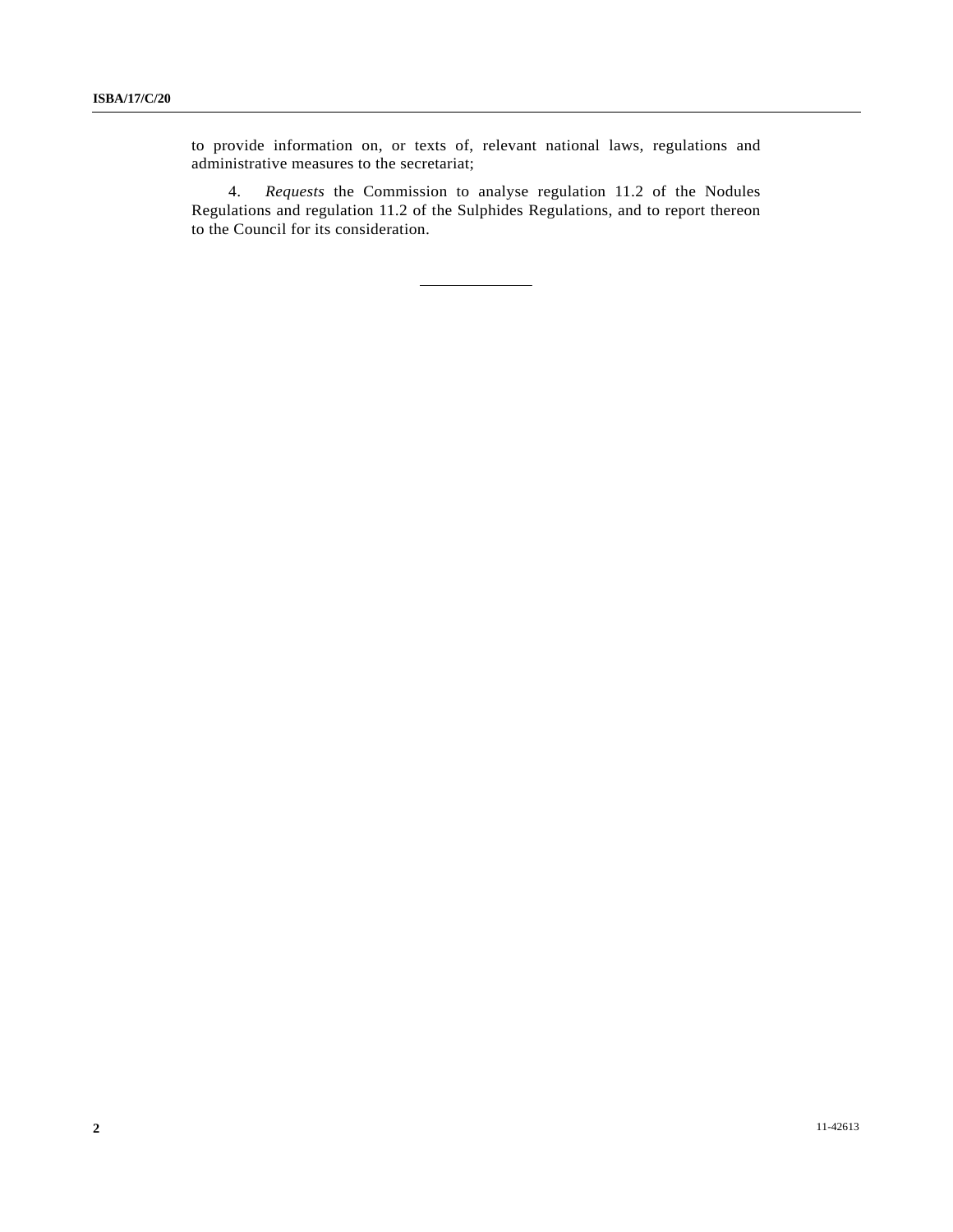to provide information on, or texts of, relevant national laws, regulations and administrative measures to the secretariat;

4. *Requests* the Commission to analyse regulation 11.2 of the Nodules Regulations and regulation 11.2 of the Sulphides Regulations, and to report thereon to the Council for its consideration.